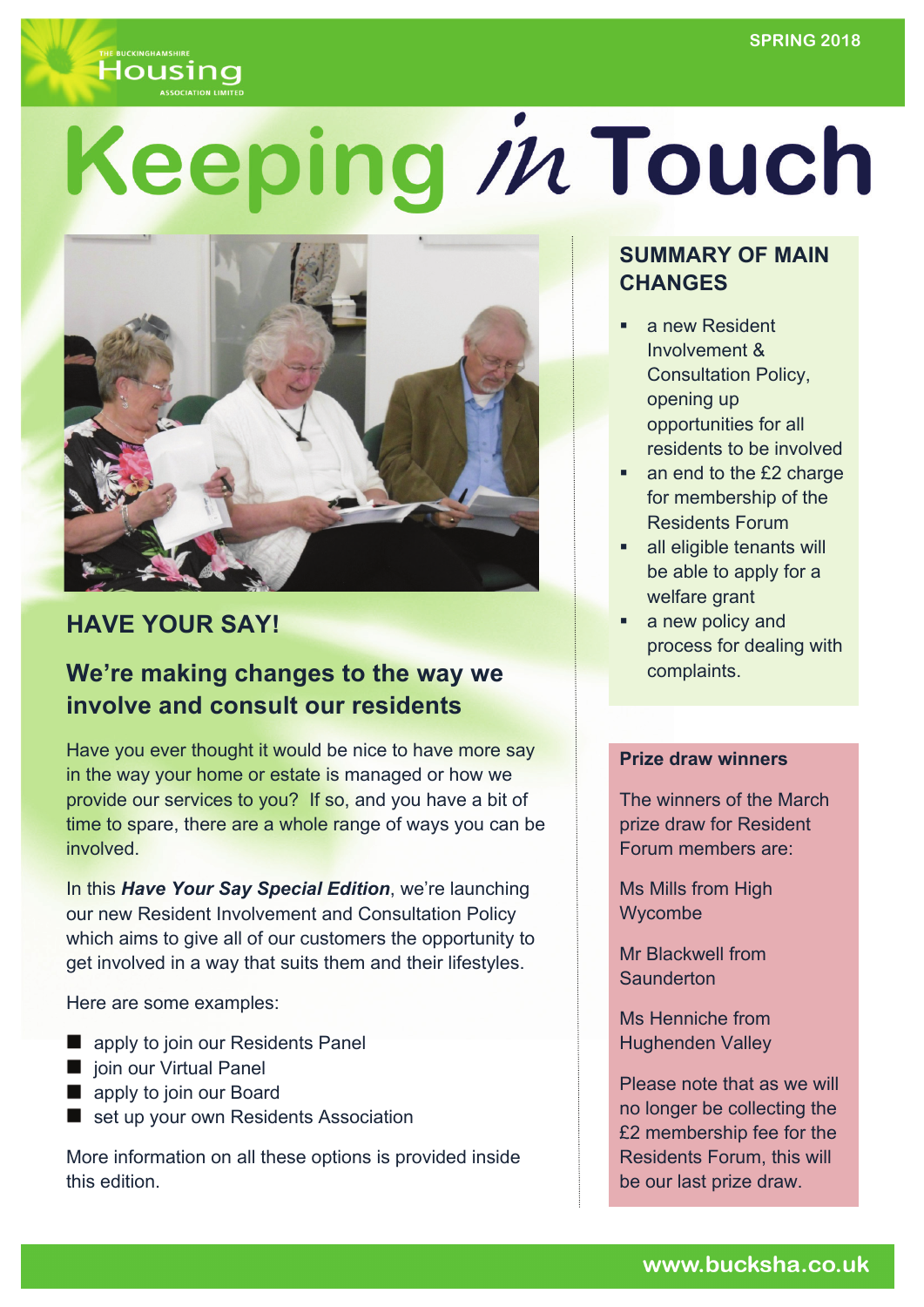THE BUCKINGHAMSHIRE Housing ASSOCIATION LIMITED

SPRING 2018

# Keeping in Touch

## HAVE YOUR SAY!

### We're making changes to the way we involve and consult our residents

Have you ever thought it would be nice to have more say in the way your home or estate is managed or how we provide our services to you? If so, and you have a bit of time to spare, there are a whole range of ways you can be involved.

In this ***Have Your Say Special Edition***, we're launching our new Resident Involvement and Consultation Policy which aims to give all of our customers the opportunity to get involved in a way that suits them and their lifestyles.

Here are some examples:

- apply to join our Residents Panel
- join our Virtual Panel
- apply to join our Board
- set up your own Residents Association

More information on all these options is provided inside this edition.

## SUMMARY OF MAIN CHANGES

- a new Resident Involvement & Consultation Policy, opening up opportunities for all residents to be involved
- an end to the £2 charge for membership of the Residents Forum
- all eligible tenants will be able to apply for a welfare grant
- a new policy and process for dealing with complaints.

**Prize draw winners**

The winners of the March prize draw for Resident Forum members are:

Ms Mills from High Wycombe

Mr Blackwell from Saunderton

Ms Henniche from Hughenden Valley

Please note that as we will no longer be collecting the £2 membership fee for the Residents Forum, this will be our last prize draw.

www.bucksha.co.uk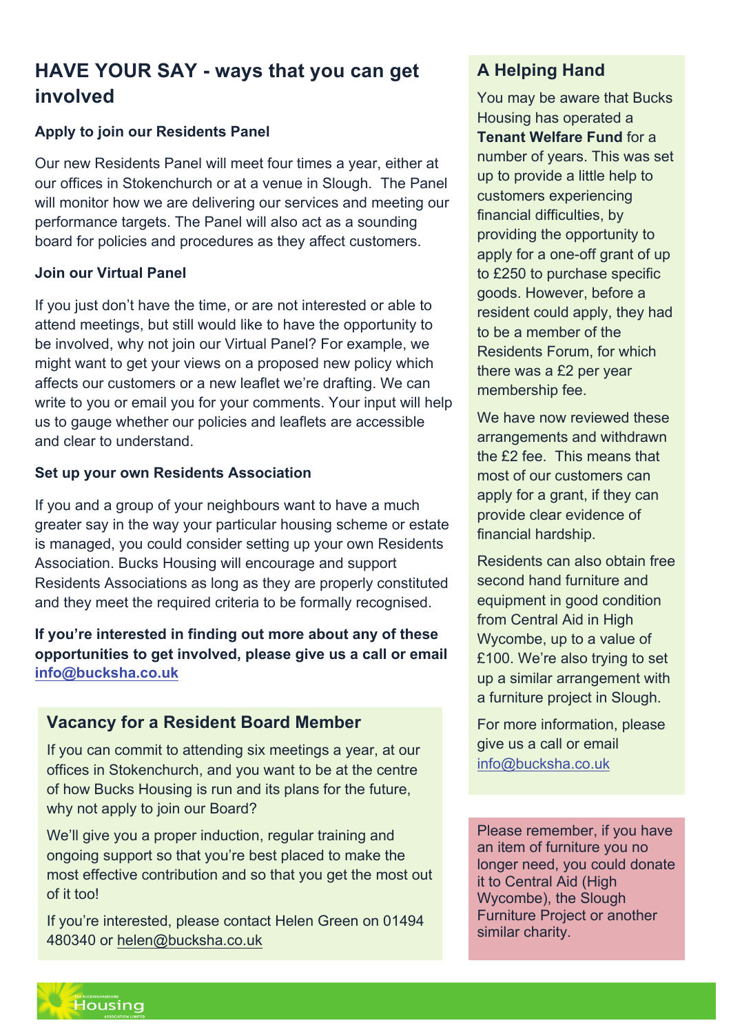## HAVE YOUR SAY - ways that you can get involved

### Apply to join our Residents Panel

Our new Residents Panel will meet four times a year, either at our offices in Stokenchurch or at a venue in Slough. The Panel will monitor how we are delivering our services and meeting our performance targets. The Panel will also act as a sounding board for policies and procedures as they affect customers.

### Join our Virtual Panel

If you just don't have the time, or are not interested or able to attend meetings, but still would like to have the opportunity to be involved, why not join our Virtual Panel? For example, we might want to get your views on a proposed new policy which affects our customers or a new leaflet we're drafting. We can write to you or email you for your comments. Your input will help us to gauge whether our policies and leaflets are accessible and clear to understand.

### Set up your own Residents Association

If you and a group of your neighbours want to have a much greater say in the way your particular housing scheme or estate is managed, you could consider setting up your own Residents Association. Bucks Housing will encourage and support Residents Associations as long as they are properly constituted and they meet the required criteria to be formally recognised.

**If you're interested in finding out more about any of these opportunities to get involved, please give us a call or email info@bucksha.co.uk**

## Vacancy for a Resident Board Member

If you can commit to attending six meetings a year, at our offices in Stokenchurch, and you want to be at the centre of how Bucks Housing is run and its plans for the future, why not apply to join our Board?

We'll give you a proper induction, regular training and ongoing support so that you're best placed to make the most effective contribution and so that you get the most out of it too!

If you're interested, please contact Helen Green on 01494 480340 or helen@bucksha.co.uk

## A Helping Hand

You may be aware that Bucks Housing has operated a **Tenant Welfare Fund** for a number of years. This was set up to provide a little help to customers experiencing financial difficulties, by providing the opportunity to apply for a one-off grant of up to £250 to purchase specific goods. However, before a resident could apply, they had to be a member of the Residents Forum, for which there was a £2 per year membership fee.

We have now reviewed these arrangements and withdrawn the £2 fee. This means that most of our customers can apply for a grant, if they can provide clear evidence of financial hardship.

Residents can also obtain free second hand furniture and equipment in good condition from Central Aid in High Wycombe, up to a value of £100. We're also trying to set up a similar arrangement with a furniture project in Slough.

For more information, please give us a call or email info@bucksha.co.uk

Please remember, if you have an item of furniture you no longer need, you could donate it to Central Aid (High Wycombe), the Slough Furniture Project or another similar charity.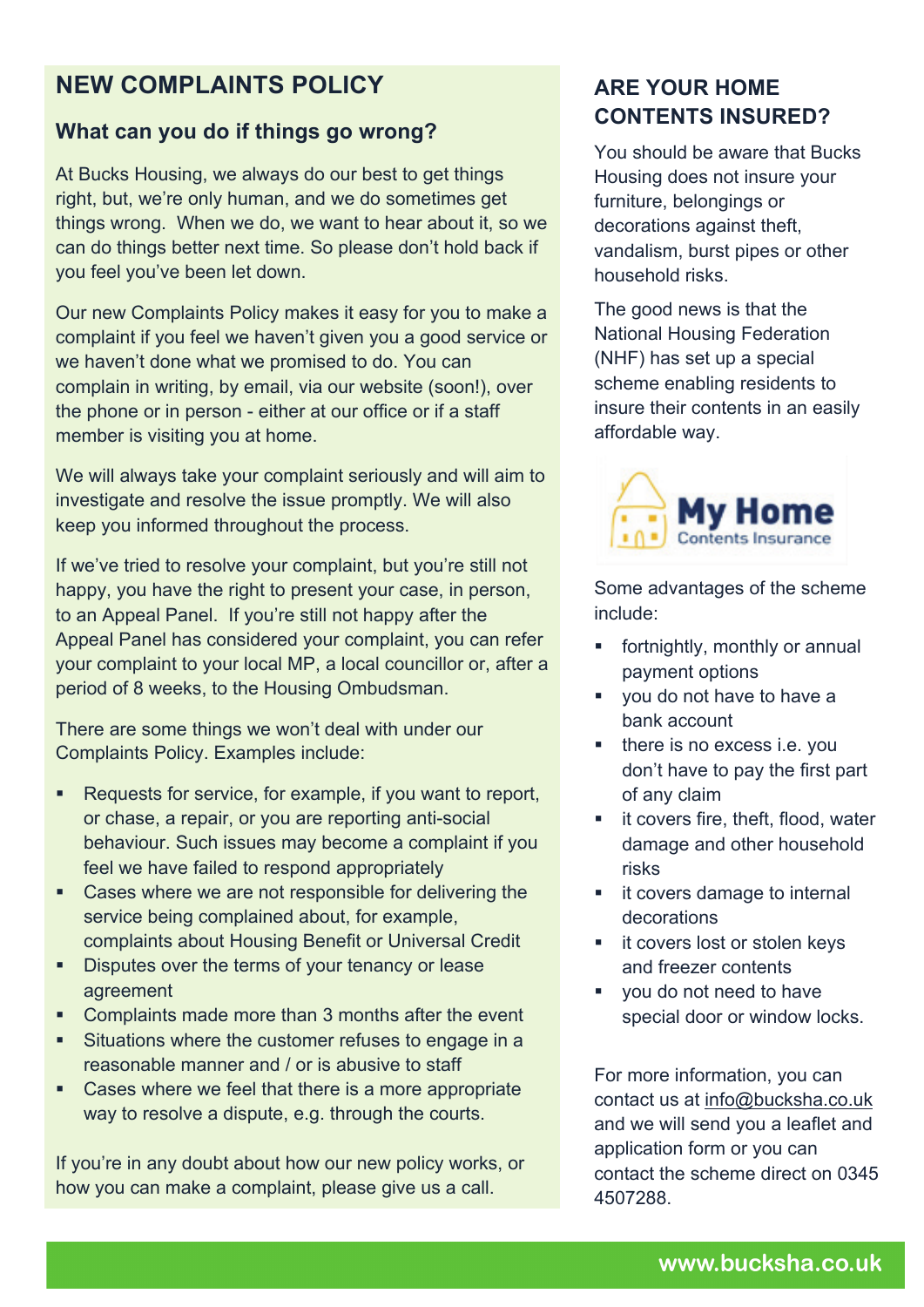## NEW COMPLAINTS POLICY

### What can you do if things go wrong?

At Bucks Housing, we always do our best to get things right, but, we're only human, and we do sometimes get things wrong. When we do, we want to hear about it, so we can do things better next time. So please don't hold back if you feel you've been let down.

Our new Complaints Policy makes it easy for you to make a complaint if you feel we haven't given you a good service or we haven't done what we promised to do. You can complain in writing, by email, via our website (soon!), over the phone or in person - either at our office or if a staff member is visiting you at home.

We will always take your complaint seriously and will aim to investigate and resolve the issue promptly. We will also keep you informed throughout the process.

If we've tried to resolve your complaint, but you're still not happy, you have the right to present your case, in person, to an Appeal Panel. If you're still not happy after the Appeal Panel has considered your complaint, you can refer your complaint to your local MP, a local councillor or, after a period of 8 weeks, to the Housing Ombudsman.

There are some things we won't deal with under our Complaints Policy. Examples include:

- Requests for service, for example, if you want to report, or chase, a repair, or you are reporting anti-social behaviour. Such issues may become a complaint if you feel we have failed to respond appropriately
- Cases where we are not responsible for delivering the service being complained about, for example, complaints about Housing Benefit or Universal Credit
- Disputes over the terms of your tenancy or lease agreement
- Complaints made more than 3 months after the event
- Situations where the customer refuses to engage in a reasonable manner and / or is abusive to staff
- Cases where we feel that there is a more appropriate way to resolve a dispute, e.g. through the courts.

If you're in any doubt about how our new policy works, or how you can make a complaint, please give us a call.

## ARE YOUR HOME CONTENTS INSURED?

You should be aware that Bucks Housing does not insure your furniture, belongings or decorations against theft, vandalism, burst pipes or other household risks.

The good news is that the National Housing Federation (NHF) has set up a special scheme enabling residents to insure their contents in an easily affordable way.

My Home Contents Insurance

Some advantages of the scheme include:

- fortnightly, monthly or annual payment options
- you do not have to have a bank account
- there is no excess i.e. you don't have to pay the first part of any claim
- it covers fire, theft, flood, water damage and other household risks
- it covers damage to internal decorations
- it covers lost or stolen keys and freezer contents
- you do not need to have special door or window locks.

For more information, you can contact us at info@bucksha.co.uk and we will send you a leaflet and application form or you can contact the scheme direct on 0345 4507288.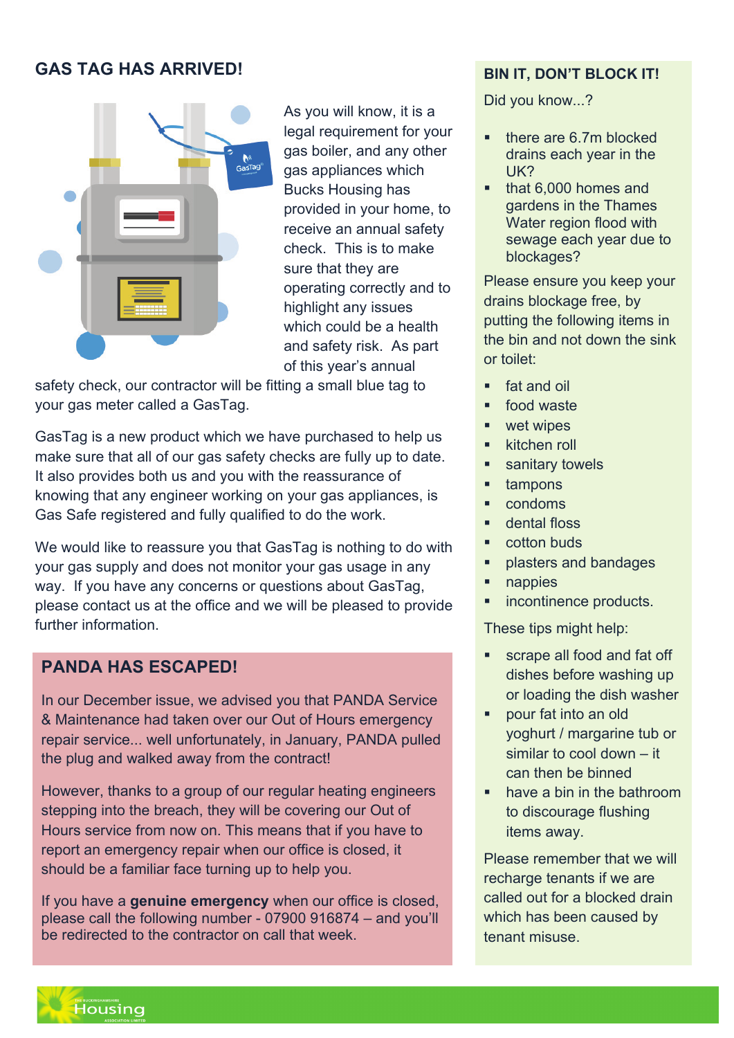## GAS TAG HAS ARRIVED!

As you will know, it is a legal requirement for your gas boiler, and any other gas appliances which Bucks Housing has provided in your home, to receive an annual safety check. This is to make sure that they are operating correctly and to highlight any issues which could be a health and safety risk. As part of this year's annual safety check, our contractor will be fitting a small blue tag to your gas meter called a GasTag.

GasTag is a new product which we have purchased to help us make sure that all of our gas safety checks are fully up to date. It also provides both us and you with the reassurance of knowing that any engineer working on your gas appliances, is Gas Safe registered and fully qualified to do the work.

We would like to reassure you that GasTag is nothing to do with your gas supply and does not monitor your gas usage in any way. If you have any concerns or questions about GasTag, please contact us at the office and we will be pleased to provide further information.

## PANDA HAS ESCAPED!

In our December issue, we advised you that PANDA Service & Maintenance had taken over our Out of Hours emergency repair service... well unfortunately, in January, PANDA pulled the plug and walked away from the contract!

However, thanks to a group of our regular heating engineers stepping into the breach, they will be covering our Out of Hours service from now on. This means that if you have to report an emergency repair when our office is closed, it should be a familiar face turning up to help you.

If you have a **genuine emergency** when our office is closed, please call the following number - 07900 916874 – and you'll be redirected to the contractor on call that week.

## BIN IT, DON'T BLOCK IT!

Did you know...?

- there are 6.7m blocked drains each year in the UK?
- that 6,000 homes and gardens in the Thames Water region flood with sewage each year due to blockages?

Please ensure you keep your drains blockage free, by putting the following items in the bin and not down the sink or toilet:

- fat and oil
- food waste
- wet wipes
- kitchen roll
- sanitary towels
- tampons
- condoms
- dental floss
- cotton buds
- plasters and bandages
- nappies
- incontinence products.

These tips might help:

- scrape all food and fat off dishes before washing up or loading the dish washer
- pour fat into an old yoghurt / margarine tub or similar to cool down – it can then be binned
- have a bin in the bathroom to discourage flushing items away.

Please remember that we will recharge tenants if we are called out for a blocked drain which has been caused by tenant misuse.